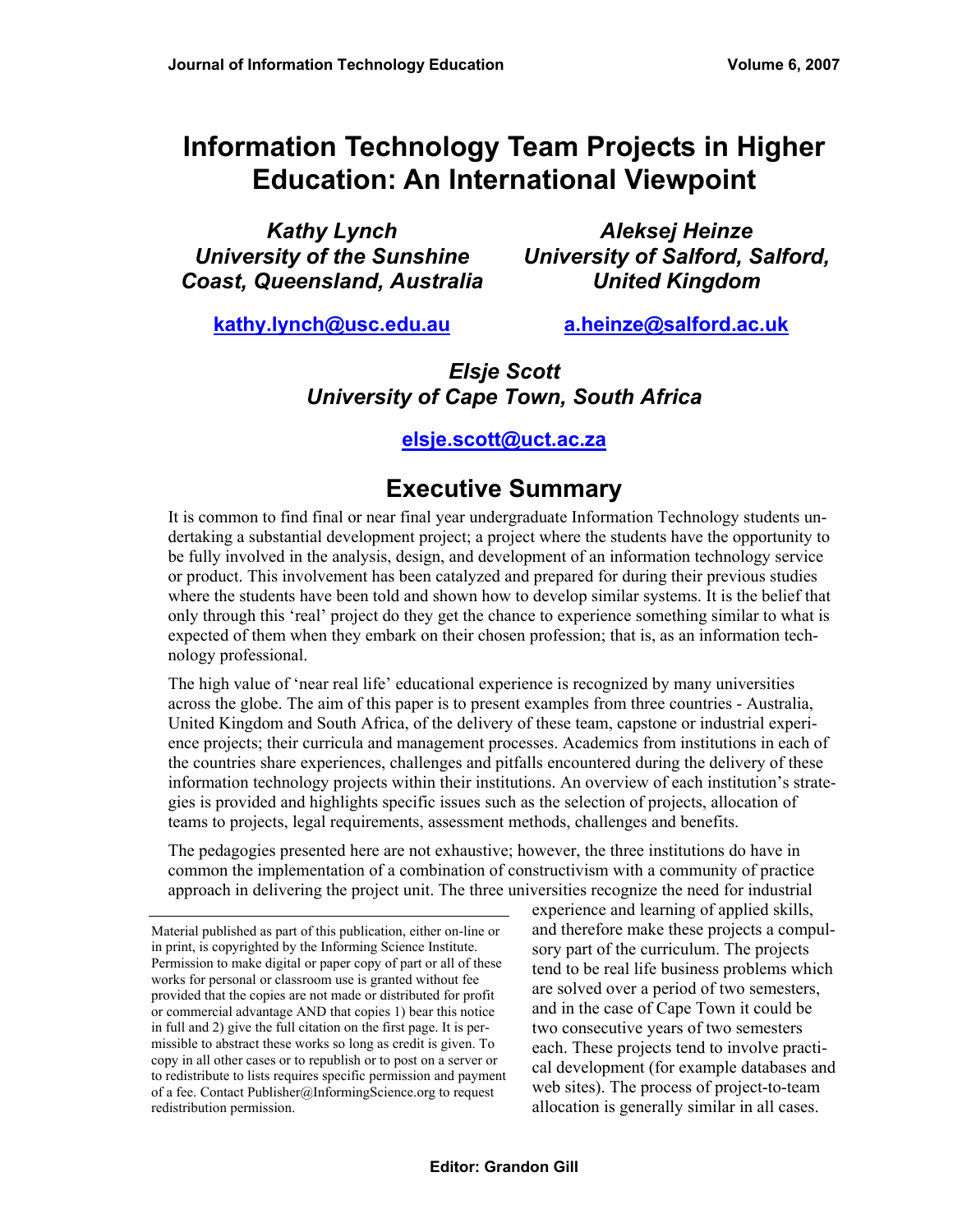# Information Technology Team Projects in Higher Education: An International Viewpoint

***Kathy Lynch***
***University of the Sunshine Coast, Queensland, Australia***

**kathy.lynch@usc.edu.au**

***Aleksej Heinze***
***University of Salford, Salford, United Kingdom***

**a.heinze@salford.ac.uk**

***Elsje Scott***
***University of Cape Town, South Africa***

**elsje.scott@uct.ac.za**

## Executive Summary

It is common to find final or near final year undergraduate Information Technology students undertaking a substantial development project; a project where the students have the opportunity to be fully involved in the analysis, design, and development of an information technology service or product. This involvement has been catalyzed and prepared for during their previous studies where the students have been told and shown how to develop similar systems. It is the belief that only through this 'real' project do they get the chance to experience something similar to what is expected of them when they embark on their chosen profession; that is, as an information technology professional.

The high value of 'near real life' educational experience is recognized by many universities across the globe. The aim of this paper is to present examples from three countries - Australia, United Kingdom and South Africa, of the delivery of these team, capstone or industrial experience projects; their curricula and management processes. Academics from institutions in each of the countries share experiences, challenges and pitfalls encountered during the delivery of these information technology projects within their institutions. An overview of each institution's strategies is provided and highlights specific issues such as the selection of projects, allocation of teams to projects, legal requirements, assessment methods, challenges and benefits.

The pedagogies presented here are not exhaustive; however, the three institutions do have in common the implementation of a combination of constructivism with a community of practice approach in delivering the project unit. The three universities recognize the need for industrial experience and learning of applied skills, and therefore make these projects a compulsory part of the curriculum. The projects tend to be real life business problems which are solved over a period of two semesters, and in the case of Cape Town it could be two consecutive years of two semesters each. These projects tend to involve practical development (for example databases and web sites). The process of project-to-team allocation is generally similar in all cases.

Material published as part of this publication, either on-line or in print, is copyrighted by the Informing Science Institute. Permission to make digital or paper copy of part or all of these works for personal or classroom use is granted without fee provided that the copies are not made or distributed for profit or commercial advantage AND that copies 1) bear this notice in full and 2) give the full citation on the first page. It is permissible to abstract these works so long as credit is given. To copy in all other cases or to republish or to post on a server or to redistribute to lists requires specific permission and payment of a fee. Contact Publisher@InformingScience.org to request redistribution permission.

**Editor: Grandon Gill**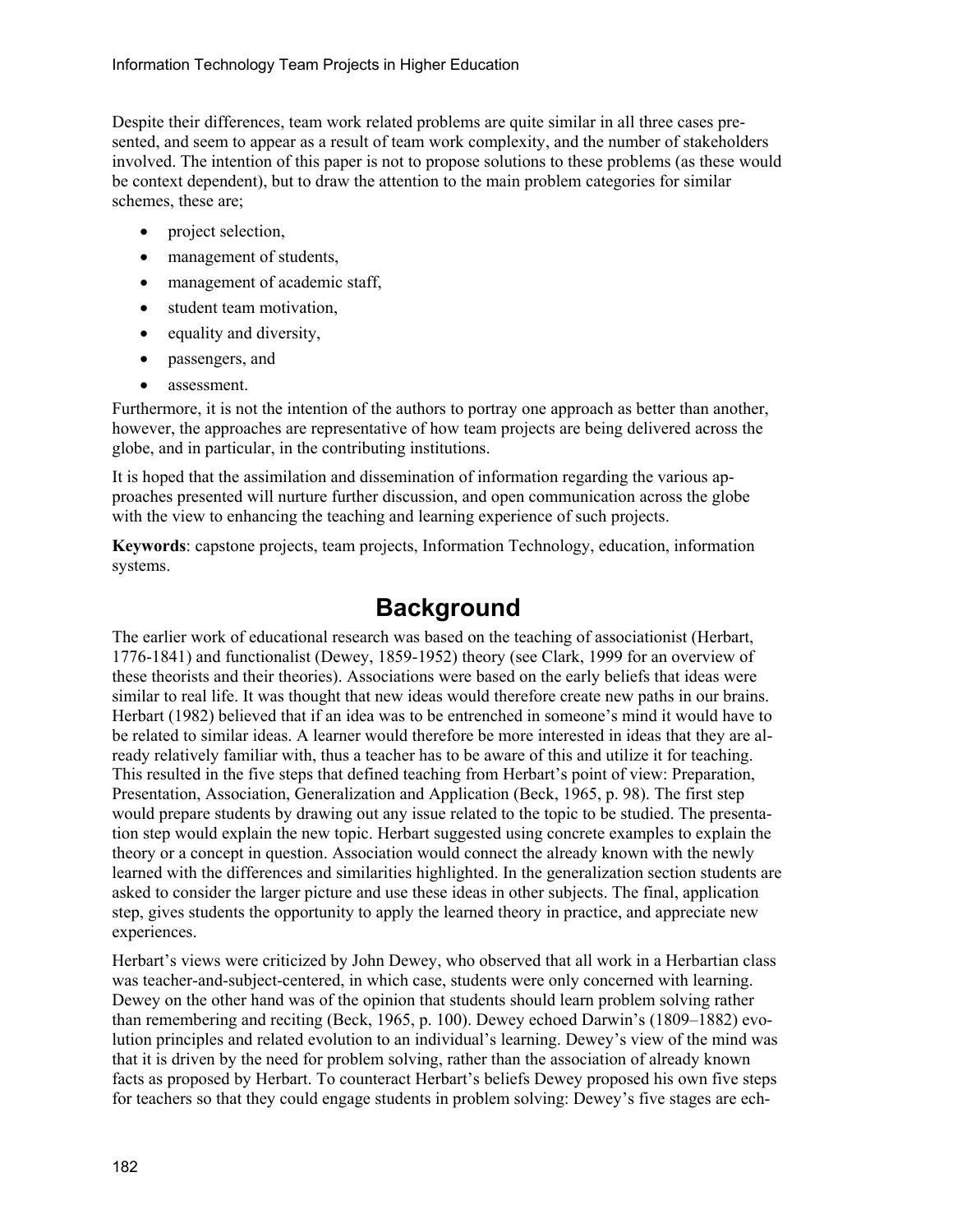Despite their differences, team work related problems are quite similar in all three cases presented, and seem to appear as a result of team work complexity, and the number of stakeholders involved. The intention of this paper is not to propose solutions to these problems (as these would be context dependent), but to draw the attention to the main problem categories for similar schemes, these are;

- project selection,
- management of students,
- management of academic staff,
- student team motivation,
- equality and diversity,
- passengers, and
- assessment.

Furthermore, it is not the intention of the authors to portray one approach as better than another, however, the approaches are representative of how team projects are being delivered across the globe, and in particular, in the contributing institutions.

It is hoped that the assimilation and dissemination of information regarding the various approaches presented will nurture further discussion, and open communication across the globe with the view to enhancing the teaching and learning experience of such projects.

**Keywords**: capstone projects, team projects, Information Technology, education, information systems.

# Background

The earlier work of educational research was based on the teaching of associationist (Herbart, 1776-1841) and functionalist (Dewey, 1859-1952) theory (see Clark, 1999 for an overview of these theorists and their theories). Associations were based on the early beliefs that ideas were similar to real life. It was thought that new ideas would therefore create new paths in our brains. Herbart (1982) believed that if an idea was to be entrenched in someone's mind it would have to be related to similar ideas. A learner would therefore be more interested in ideas that they are already relatively familiar with, thus a teacher has to be aware of this and utilize it for teaching. This resulted in the five steps that defined teaching from Herbart's point of view: Preparation, Presentation, Association, Generalization and Application (Beck, 1965, p. 98). The first step would prepare students by drawing out any issue related to the topic to be studied. The presentation step would explain the new topic. Herbart suggested using concrete examples to explain the theory or a concept in question. Association would connect the already known with the newly learned with the differences and similarities highlighted. In the generalization section students are asked to consider the larger picture and use these ideas in other subjects. The final, application step, gives students the opportunity to apply the learned theory in practice, and appreciate new experiences.

Herbart's views were criticized by John Dewey, who observed that all work in a Herbartian class was teacher-and-subject-centered, in which case, students were only concerned with learning. Dewey on the other hand was of the opinion that students should learn problem solving rather than remembering and reciting (Beck, 1965, p. 100). Dewey echoed Darwin's (1809–1882) evolution principles and related evolution to an individual's learning. Dewey's view of the mind was that it is driven by the need for problem solving, rather than the association of already known facts as proposed by Herbart. To counteract Herbart's beliefs Dewey proposed his own five steps for teachers so that they could engage students in problem solving: Dewey's five stages are ech-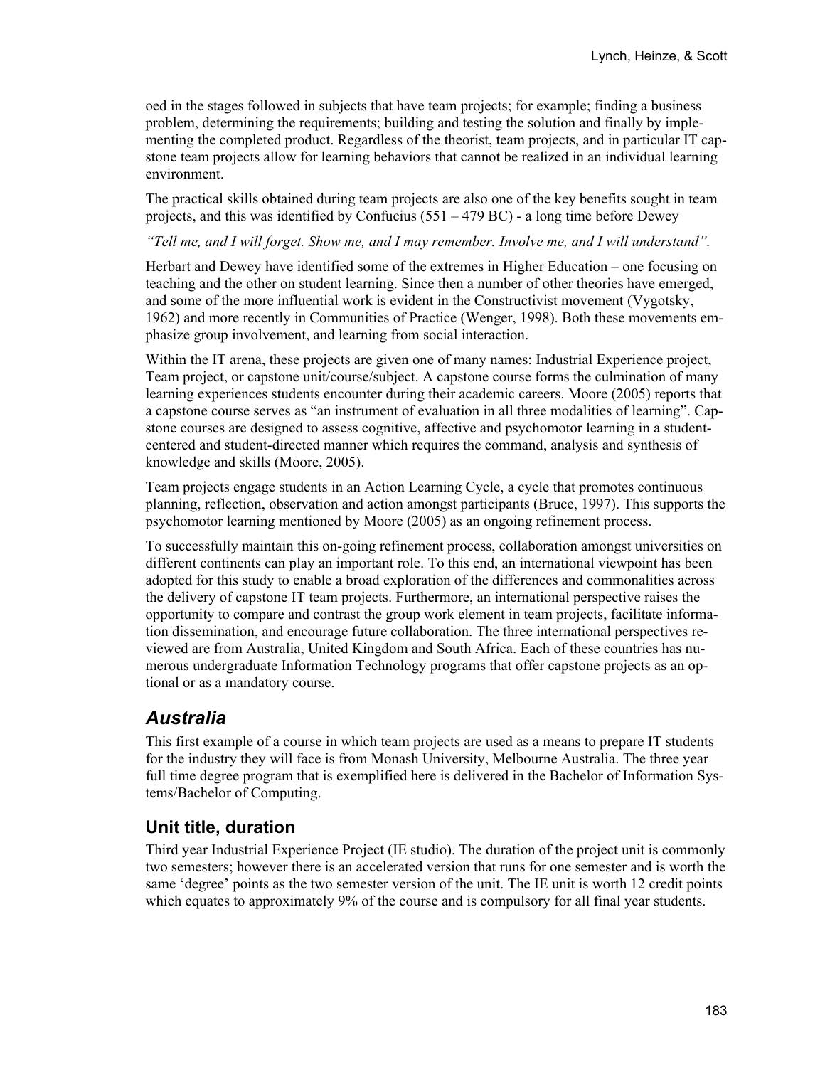oed in the stages followed in subjects that have team projects; for example; finding a business problem, determining the requirements; building and testing the solution and finally by implementing the completed product. Regardless of the theorist, team projects, and in particular IT capstone team projects allow for learning behaviors that cannot be realized in an individual learning environment.

The practical skills obtained during team projects are also one of the key benefits sought in team projects, and this was identified by Confucius (551 – 479 BC) - a long time before Dewey

*"Tell me, and I will forget. Show me, and I may remember. Involve me, and I will understand".*

Herbart and Dewey have identified some of the extremes in Higher Education – one focusing on teaching and the other on student learning. Since then a number of other theories have emerged, and some of the more influential work is evident in the Constructivist movement (Vygotsky, 1962) and more recently in Communities of Practice (Wenger, 1998). Both these movements emphasize group involvement, and learning from social interaction.

Within the IT arena, these projects are given one of many names: Industrial Experience project, Team project, or capstone unit/course/subject. A capstone course forms the culmination of many learning experiences students encounter during their academic careers. Moore (2005) reports that a capstone course serves as "an instrument of evaluation in all three modalities of learning". Capstone courses are designed to assess cognitive, affective and psychomotor learning in a student-centered and student-directed manner which requires the command, analysis and synthesis of knowledge and skills (Moore, 2005).

Team projects engage students in an Action Learning Cycle, a cycle that promotes continuous planning, reflection, observation and action amongst participants (Bruce, 1997). This supports the psychomotor learning mentioned by Moore (2005) as an ongoing refinement process.

To successfully maintain this on-going refinement process, collaboration amongst universities on different continents can play an important role. To this end, an international viewpoint has been adopted for this study to enable a broad exploration of the differences and commonalities across the delivery of capstone IT team projects. Furthermore, an international perspective raises the opportunity to compare and contrast the group work element in team projects, facilitate information dissemination, and encourage future collaboration. The three international perspectives reviewed are from Australia, United Kingdom and South Africa. Each of these countries has numerous undergraduate Information Technology programs that offer capstone projects as an optional or as a mandatory course.

## Australia

This first example of a course in which team projects are used as a means to prepare IT students for the industry they will face is from Monash University, Melbourne Australia. The three year full time degree program that is exemplified here is delivered in the Bachelor of Information Systems/Bachelor of Computing.

### Unit title, duration

Third year Industrial Experience Project (IE studio). The duration of the project unit is commonly two semesters; however there is an accelerated version that runs for one semester and is worth the same 'degree' points as the two semester version of the unit. The IE unit is worth 12 credit points which equates to approximately 9% of the course and is compulsory for all final year students.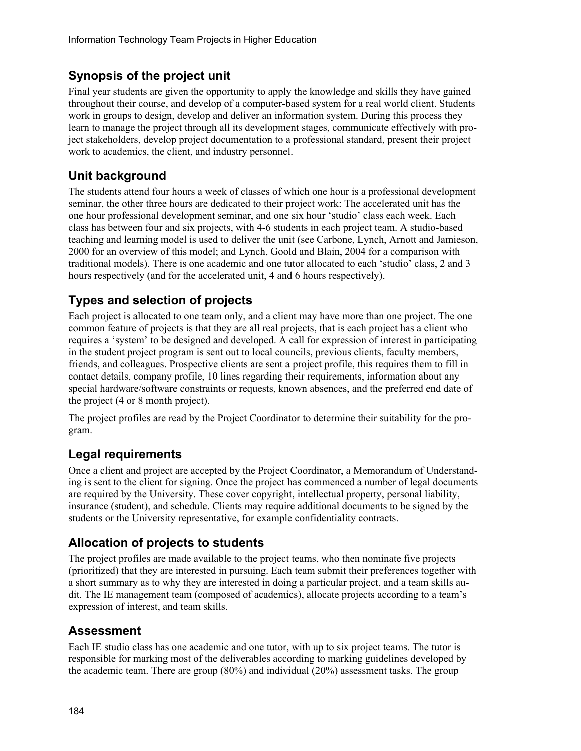## Synopsis of the project unit

Final year students are given the opportunity to apply the knowledge and skills they have gained throughout their course, and develop of a computer-based system for a real world client. Students work in groups to design, develop and deliver an information system. During this process they learn to manage the project through all its development stages, communicate effectively with project stakeholders, develop project documentation to a professional standard, present their project work to academics, the client, and industry personnel.

## Unit background

The students attend four hours a week of classes of which one hour is a professional development seminar, the other three hours are dedicated to their project work: The accelerated unit has the one hour professional development seminar, and one six hour 'studio' class each week. Each class has between four and six projects, with 4-6 students in each project team. A studio-based teaching and learning model is used to deliver the unit (see Carbone, Lynch, Arnott and Jamieson, 2000 for an overview of this model; and Lynch, Goold and Blain, 2004 for a comparison with traditional models). There is one academic and one tutor allocated to each 'studio' class, 2 and 3 hours respectively (and for the accelerated unit, 4 and 6 hours respectively).

## Types and selection of projects

Each project is allocated to one team only, and a client may have more than one project. The one common feature of projects is that they are all real projects, that is each project has a client who requires a 'system' to be designed and developed. A call for expression of interest in participating in the student project program is sent out to local councils, previous clients, faculty members, friends, and colleagues. Prospective clients are sent a project profile, this requires them to fill in contact details, company profile, 10 lines regarding their requirements, information about any special hardware/software constraints or requests, known absences, and the preferred end date of the project (4 or 8 month project).

The project profiles are read by the Project Coordinator to determine their suitability for the program.

## Legal requirements

Once a client and project are accepted by the Project Coordinator, a Memorandum of Understanding is sent to the client for signing. Once the project has commenced a number of legal documents are required by the University. These cover copyright, intellectual property, personal liability, insurance (student), and schedule. Clients may require additional documents to be signed by the students or the University representative, for example confidentiality contracts.

## Allocation of projects to students

The project profiles are made available to the project teams, who then nominate five projects (prioritized) that they are interested in pursuing. Each team submit their preferences together with a short summary as to why they are interested in doing a particular project, and a team skills audit. The IE management team (composed of academics), allocate projects according to a team's expression of interest, and team skills.

## Assessment

Each IE studio class has one academic and one tutor, with up to six project teams. The tutor is responsible for marking most of the deliverables according to marking guidelines developed by the academic team. There are group (80%) and individual (20%) assessment tasks. The group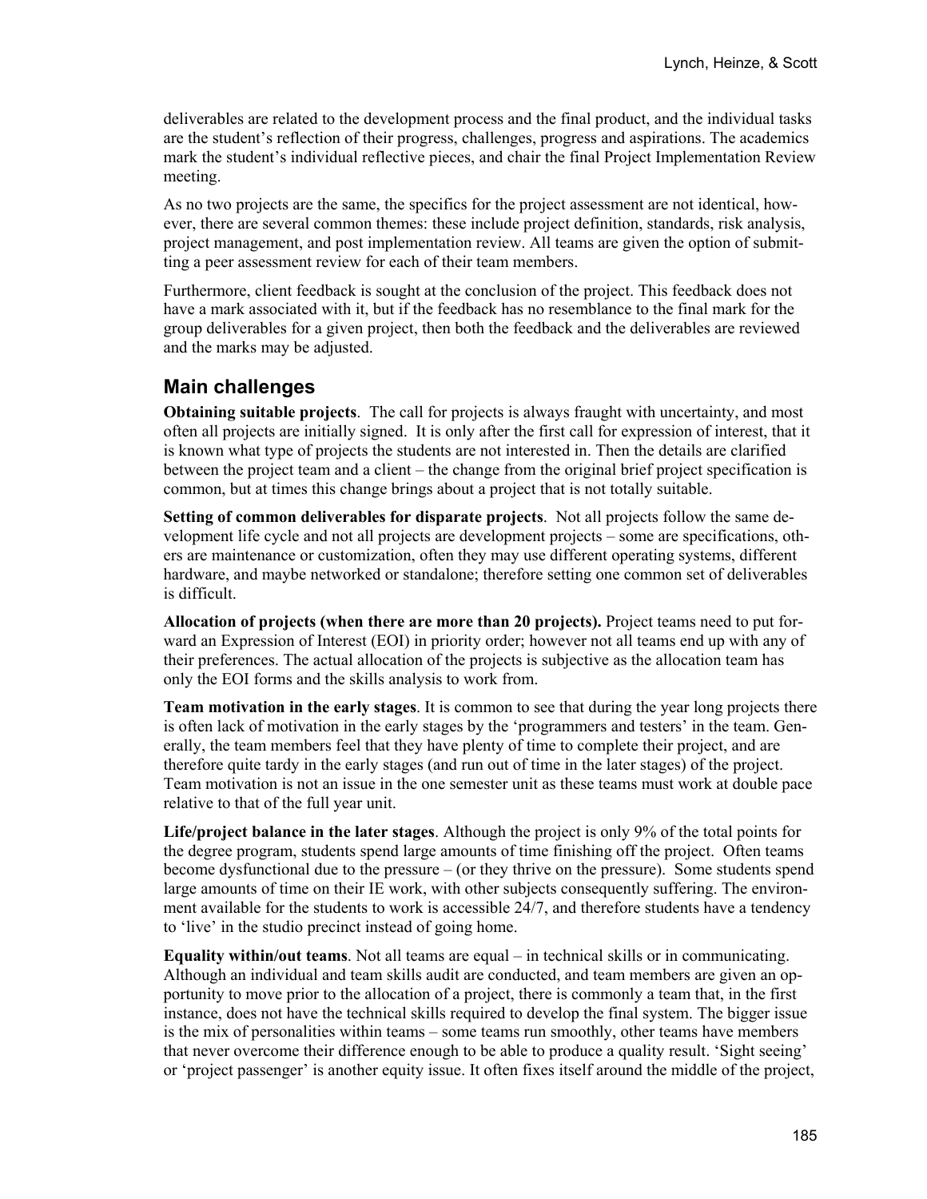deliverables are related to the development process and the final product, and the individual tasks are the student's reflection of their progress, challenges, progress and aspirations. The academics mark the student's individual reflective pieces, and chair the final Project Implementation Review meeting.

As no two projects are the same, the specifics for the project assessment are not identical, however, there are several common themes: these include project definition, standards, risk analysis, project management, and post implementation review. All teams are given the option of submitting a peer assessment review for each of their team members.

Furthermore, client feedback is sought at the conclusion of the project. This feedback does not have a mark associated with it, but if the feedback has no resemblance to the final mark for the group deliverables for a given project, then both the feedback and the deliverables are reviewed and the marks may be adjusted.

## Main challenges

**Obtaining suitable projects**. The call for projects is always fraught with uncertainty, and most often all projects are initially signed. It is only after the first call for expression of interest, that it is known what type of projects the students are not interested in. Then the details are clarified between the project team and a client – the change from the original brief project specification is common, but at times this change brings about a project that is not totally suitable.

**Setting of common deliverables for disparate projects**. Not all projects follow the same development life cycle and not all projects are development projects – some are specifications, others are maintenance or customization, often they may use different operating systems, different hardware, and maybe networked or standalone; therefore setting one common set of deliverables is difficult.

**Allocation of projects (when there are more than 20 projects).** Project teams need to put forward an Expression of Interest (EOI) in priority order; however not all teams end up with any of their preferences. The actual allocation of the projects is subjective as the allocation team has only the EOI forms and the skills analysis to work from.

**Team motivation in the early stages**. It is common to see that during the year long projects there is often lack of motivation in the early stages by the 'programmers and testers' in the team. Generally, the team members feel that they have plenty of time to complete their project, and are therefore quite tardy in the early stages (and run out of time in the later stages) of the project. Team motivation is not an issue in the one semester unit as these teams must work at double pace relative to that of the full year unit.

**Life/project balance in the later stages**. Although the project is only 9% of the total points for the degree program, students spend large amounts of time finishing off the project. Often teams become dysfunctional due to the pressure – (or they thrive on the pressure). Some students spend large amounts of time on their IE work, with other subjects consequently suffering. The environment available for the students to work is accessible 24/7, and therefore students have a tendency to 'live' in the studio precinct instead of going home.

**Equality within/out teams**. Not all teams are equal – in technical skills or in communicating. Although an individual and team skills audit are conducted, and team members are given an opportunity to move prior to the allocation of a project, there is commonly a team that, in the first instance, does not have the technical skills required to develop the final system. The bigger issue is the mix of personalities within teams – some teams run smoothly, other teams have members that never overcome their difference enough to be able to produce a quality result. 'Sight seeing' or 'project passenger' is another equity issue. It often fixes itself around the middle of the project,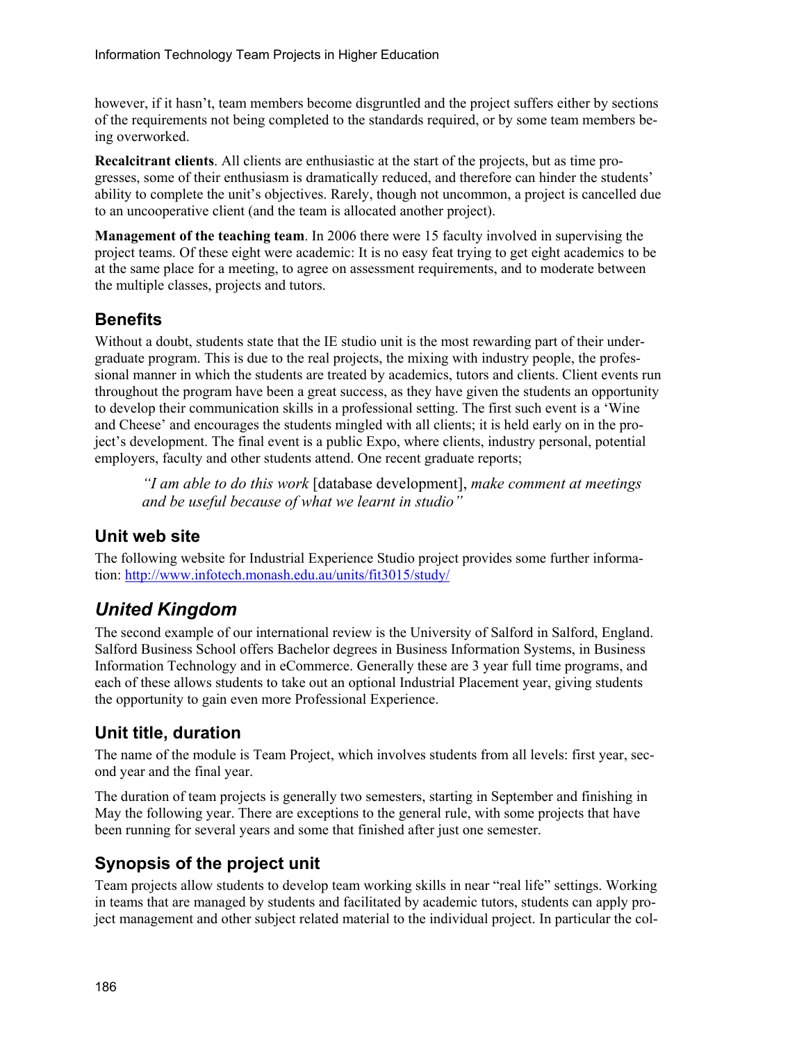however, if it hasn't, team members become disgruntled and the project suffers either by sections of the requirements not being completed to the standards required, or by some team members being overworked.

**Recalcitrant clients**. All clients are enthusiastic at the start of the projects, but as time progresses, some of their enthusiasm is dramatically reduced, and therefore can hinder the students' ability to complete the unit's objectives. Rarely, though not uncommon, a project is cancelled due to an uncooperative client (and the team is allocated another project).

**Management of the teaching team**. In 2006 there were 15 faculty involved in supervising the project teams. Of these eight were academic: It is no easy feat trying to get eight academics to be at the same place for a meeting, to agree on assessment requirements, and to moderate between the multiple classes, projects and tutors.

### Benefits

Without a doubt, students state that the IE studio unit is the most rewarding part of their undergraduate program. This is due to the real projects, the mixing with industry people, the professional manner in which the students are treated by academics, tutors and clients. Client events run throughout the program have been a great success, as they have given the students an opportunity to develop their communication skills in a professional setting. The first such event is a 'Wine and Cheese' and encourages the students mingled with all clients; it is held early on in the project's development. The final event is a public Expo, where clients, industry personal, potential employers, faculty and other students attend. One recent graduate reports;

> *"I am able to do this work* [database development], *make comment at meetings and be useful because of what we learnt in studio"*

### Unit web site

The following website for Industrial Experience Studio project provides some further information: http://www.infotech.monash.edu.au/units/fit3015/study/

## *United Kingdom*

The second example of our international review is the University of Salford in Salford, England. Salford Business School offers Bachelor degrees in Business Information Systems, in Business Information Technology and in eCommerce. Generally these are 3 year full time programs, and each of these allows students to take out an optional Industrial Placement year, giving students the opportunity to gain even more Professional Experience.

### Unit title, duration

The name of the module is Team Project, which involves students from all levels: first year, second year and the final year.

The duration of team projects is generally two semesters, starting in September and finishing in May the following year. There are exceptions to the general rule, with some projects that have been running for several years and some that finished after just one semester.

### Synopsis of the project unit

Team projects allow students to develop team working skills in near "real life" settings. Working in teams that are managed by students and facilitated by academic tutors, students can apply project management and other subject related material to the individual project. In particular the col-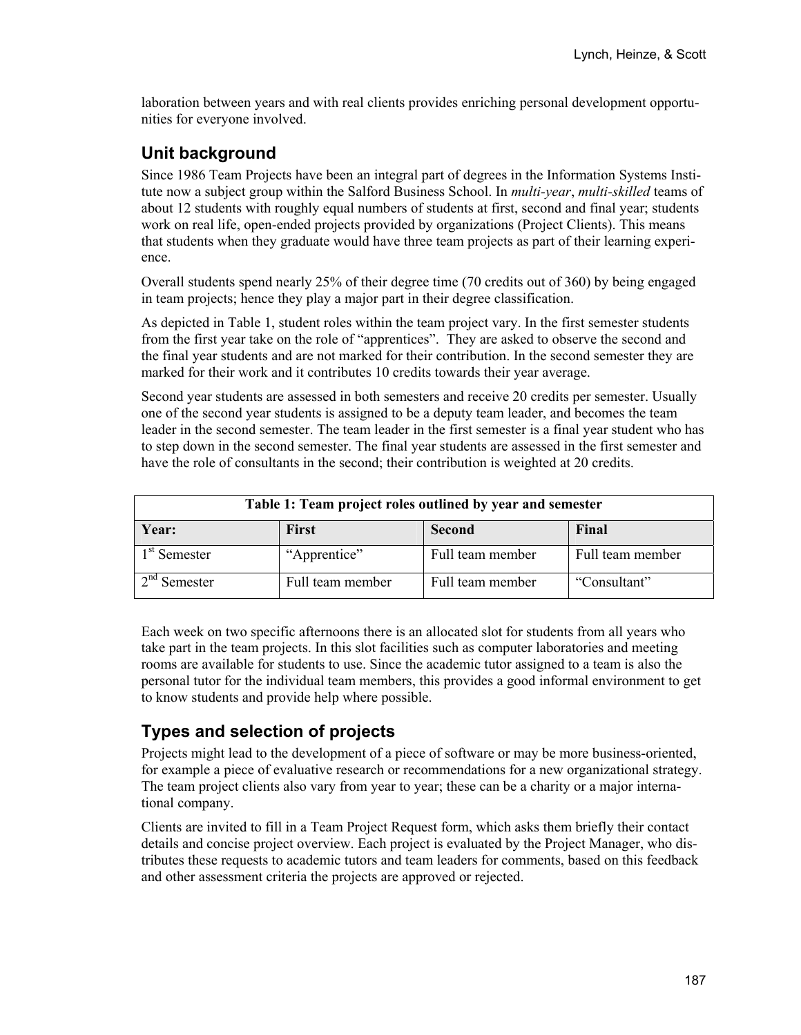laboration between years and with real clients provides enriching personal development opportunities for everyone involved.

## Unit background

Since 1986 Team Projects have been an integral part of degrees in the Information Systems Institute now a subject group within the Salford Business School. In *multi-year*, *multi-skilled* teams of about 12 students with roughly equal numbers of students at first, second and final year; students work on real life, open-ended projects provided by organizations (Project Clients). This means that students when they graduate would have three team projects as part of their learning experience.

Overall students spend nearly 25% of their degree time (70 credits out of 360) by being engaged in team projects; hence they play a major part in their degree classification.

As depicted in Table 1, student roles within the team project vary. In the first semester students from the first year take on the role of "apprentices". They are asked to observe the second and the final year students and are not marked for their contribution. In the second semester they are marked for their work and it contributes 10 credits towards their year average.

Second year students are assessed in both semesters and receive 20 credits per semester. Usually one of the second year students is assigned to be a deputy team leader, and becomes the team leader in the second semester. The team leader in the first semester is a final year student who has to step down in the second semester. The final year students are assessed in the first semester and have the role of consultants in the second; their contribution is weighted at 20 credits.

**Table 1: Team project roles outlined by year and semester**

| Year: | First | Second | Final |
|---|---|---|---|
| 1st Semester | "Apprentice" | Full team member | Full team member |
| 2nd Semester | Full team member | Full team member | "Consultant" |

Each week on two specific afternoons there is an allocated slot for students from all years who take part in the team projects. In this slot facilities such as computer laboratories and meeting rooms are available for students to use. Since the academic tutor assigned to a team is also the personal tutor for the individual team members, this provides a good informal environment to get to know students and provide help where possible.

## Types and selection of projects

Projects might lead to the development of a piece of software or may be more business-oriented, for example a piece of evaluative research or recommendations for a new organizational strategy. The team project clients also vary from year to year; these can be a charity or a major international company.

Clients are invited to fill in a Team Project Request form, which asks them briefly their contact details and concise project overview. Each project is evaluated by the Project Manager, who distributes these requests to academic tutors and team leaders for comments, based on this feedback and other assessment criteria the projects are approved or rejected.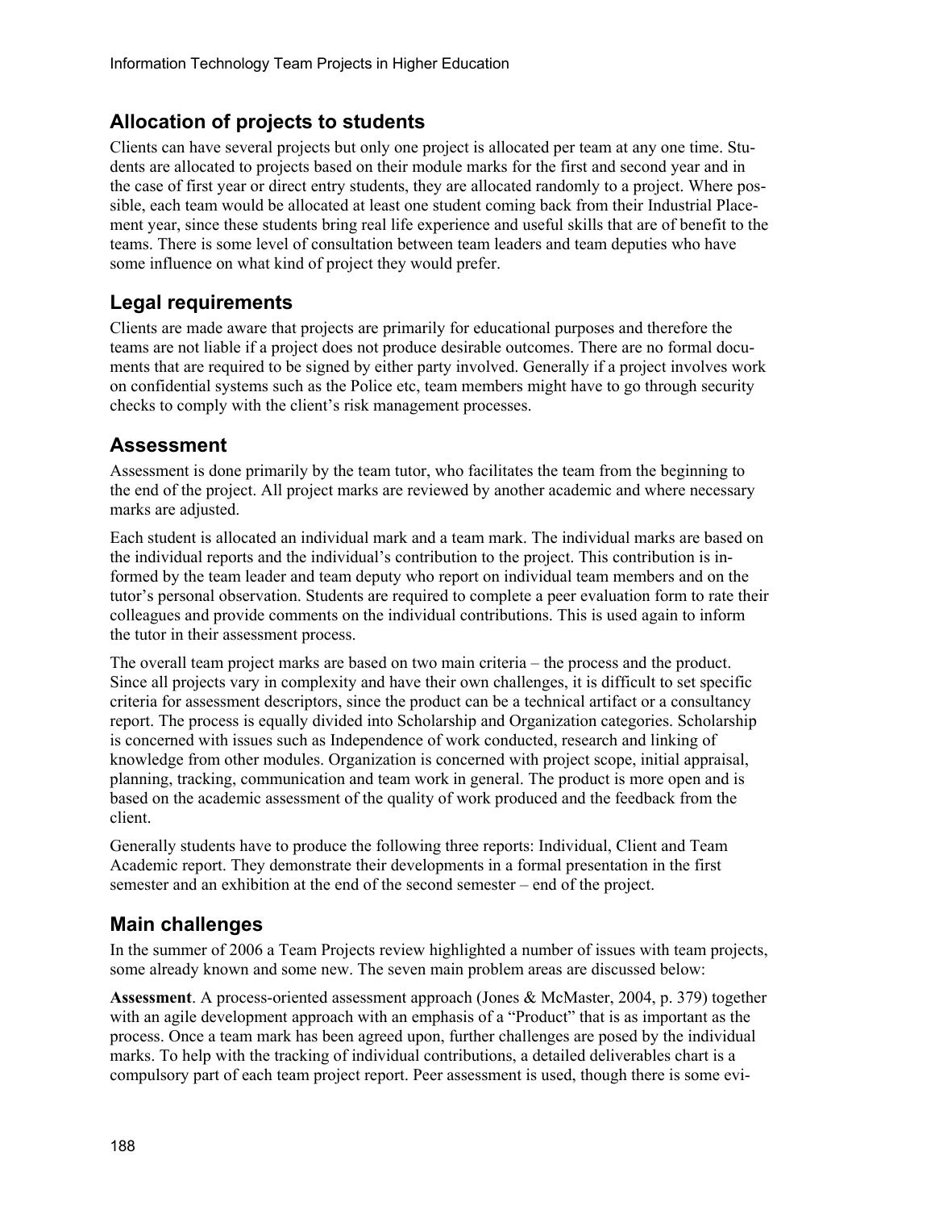## Allocation of projects to students

Clients can have several projects but only one project is allocated per team at any one time. Students are allocated to projects based on their module marks for the first and second year and in the case of first year or direct entry students, they are allocated randomly to a project. Where possible, each team would be allocated at least one student coming back from their Industrial Placement year, since these students bring real life experience and useful skills that are of benefit to the teams. There is some level of consultation between team leaders and team deputies who have some influence on what kind of project they would prefer.

## Legal requirements

Clients are made aware that projects are primarily for educational purposes and therefore the teams are not liable if a project does not produce desirable outcomes. There are no formal documents that are required to be signed by either party involved. Generally if a project involves work on confidential systems such as the Police etc, team members might have to go through security checks to comply with the client's risk management processes.

## Assessment

Assessment is done primarily by the team tutor, who facilitates the team from the beginning to the end of the project. All project marks are reviewed by another academic and where necessary marks are adjusted.

Each student is allocated an individual mark and a team mark. The individual marks are based on the individual reports and the individual's contribution to the project. This contribution is informed by the team leader and team deputy who report on individual team members and on the tutor's personal observation. Students are required to complete a peer evaluation form to rate their colleagues and provide comments on the individual contributions. This is used again to inform the tutor in their assessment process.

The overall team project marks are based on two main criteria – the process and the product. Since all projects vary in complexity and have their own challenges, it is difficult to set specific criteria for assessment descriptors, since the product can be a technical artifact or a consultancy report. The process is equally divided into Scholarship and Organization categories. Scholarship is concerned with issues such as Independence of work conducted, research and linking of knowledge from other modules. Organization is concerned with project scope, initial appraisal, planning, tracking, communication and team work in general. The product is more open and is based on the academic assessment of the quality of work produced and the feedback from the client.

Generally students have to produce the following three reports: Individual, Client and Team Academic report. They demonstrate their developments in a formal presentation in the first semester and an exhibition at the end of the second semester – end of the project.

## Main challenges

In the summer of 2006 a Team Projects review highlighted a number of issues with team projects, some already known and some new. The seven main problem areas are discussed below:

**Assessment**. A process-oriented assessment approach (Jones & McMaster, 2004, p. 379) together with an agile development approach with an emphasis of a "Product" that is as important as the process. Once a team mark has been agreed upon, further challenges are posed by the individual marks. To help with the tracking of individual contributions, a detailed deliverables chart is a compulsory part of each team project report. Peer assessment is used, though there is some evi-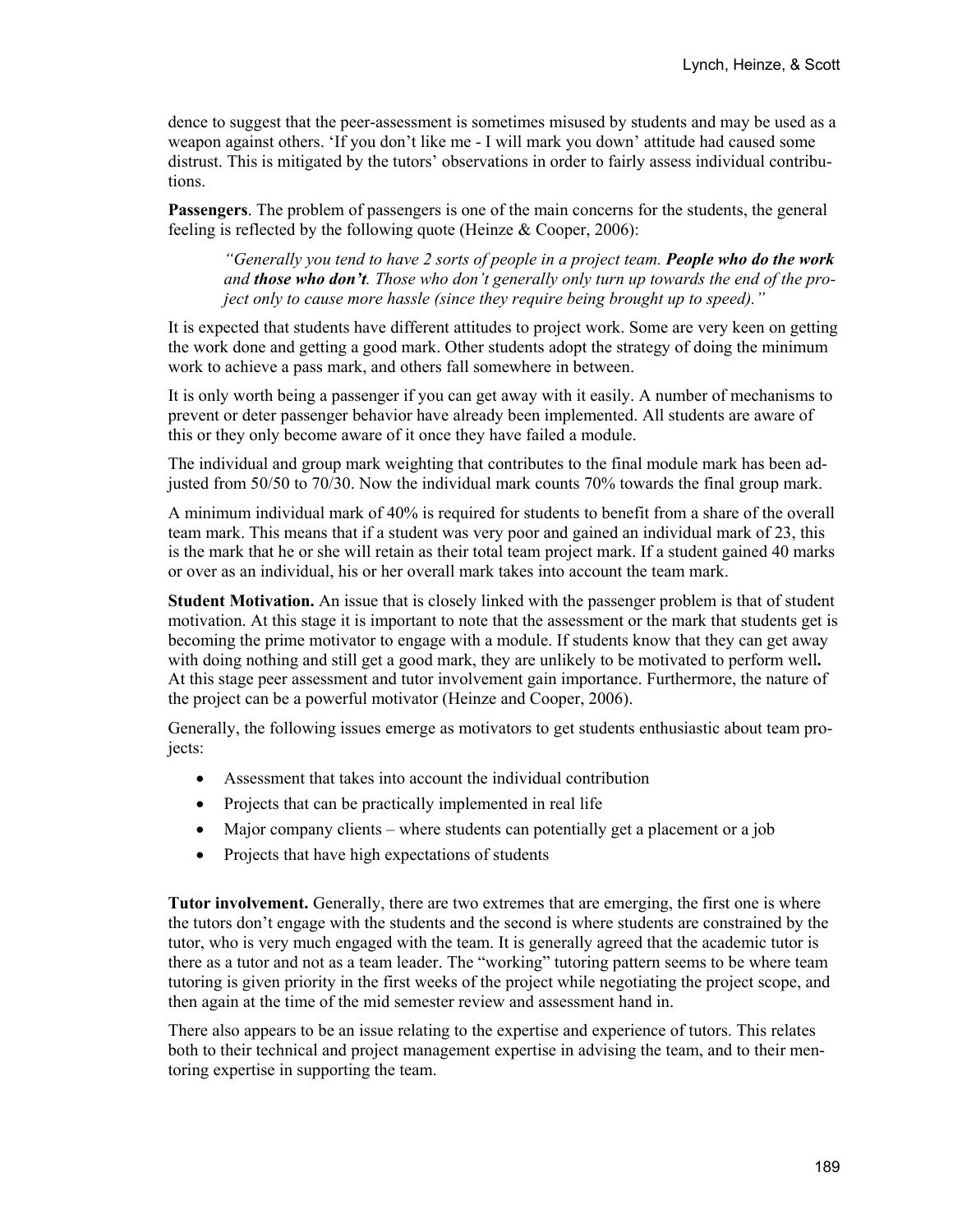dence to suggest that the peer-assessment is sometimes misused by students and may be used as a weapon against others. 'If you don't like me - I will mark you down' attitude had caused some distrust. This is mitigated by the tutors' observations in order to fairly assess individual contributions.

**Passengers**. The problem of passengers is one of the main concerns for the students, the general feeling is reflected by the following quote (Heinze & Cooper, 2006):

> *"Generally you tend to have 2 sorts of people in a project team.* ***People who do the work*** *and* ***those who don't****. Those who don't generally only turn up towards the end of the project only to cause more hassle (since they require being brought up to speed)."*

It is expected that students have different attitudes to project work. Some are very keen on getting the work done and getting a good mark. Other students adopt the strategy of doing the minimum work to achieve a pass mark, and others fall somewhere in between.

It is only worth being a passenger if you can get away with it easily. A number of mechanisms to prevent or deter passenger behavior have already been implemented. All students are aware of this or they only become aware of it once they have failed a module.

The individual and group mark weighting that contributes to the final module mark has been adjusted from 50/50 to 70/30. Now the individual mark counts 70% towards the final group mark.

A minimum individual mark of 40% is required for students to benefit from a share of the overall team mark. This means that if a student was very poor and gained an individual mark of 23, this is the mark that he or she will retain as their total team project mark. If a student gained 40 marks or over as an individual, his or her overall mark takes into account the team mark.

**Student Motivation.** An issue that is closely linked with the passenger problem is that of student motivation. At this stage it is important to note that the assessment or the mark that students get is becoming the prime motivator to engage with a module. If students know that they can get away with doing nothing and still get a good mark, they are unlikely to be motivated to perform well**.** At this stage peer assessment and tutor involvement gain importance. Furthermore, the nature of the project can be a powerful motivator (Heinze and Cooper, 2006).

Generally, the following issues emerge as motivators to get students enthusiastic about team projects:

- Assessment that takes into account the individual contribution
- Projects that can be practically implemented in real life
- Major company clients – where students can potentially get a placement or a job
- Projects that have high expectations of students

**Tutor involvement.** Generally, there are two extremes that are emerging, the first one is where the tutors don't engage with the students and the second is where students are constrained by the tutor, who is very much engaged with the team. It is generally agreed that the academic tutor is there as a tutor and not as a team leader. The "working" tutoring pattern seems to be where team tutoring is given priority in the first weeks of the project while negotiating the project scope, and then again at the time of the mid semester review and assessment hand in.

There also appears to be an issue relating to the expertise and experience of tutors. This relates both to their technical and project management expertise in advising the team, and to their mentoring expertise in supporting the team.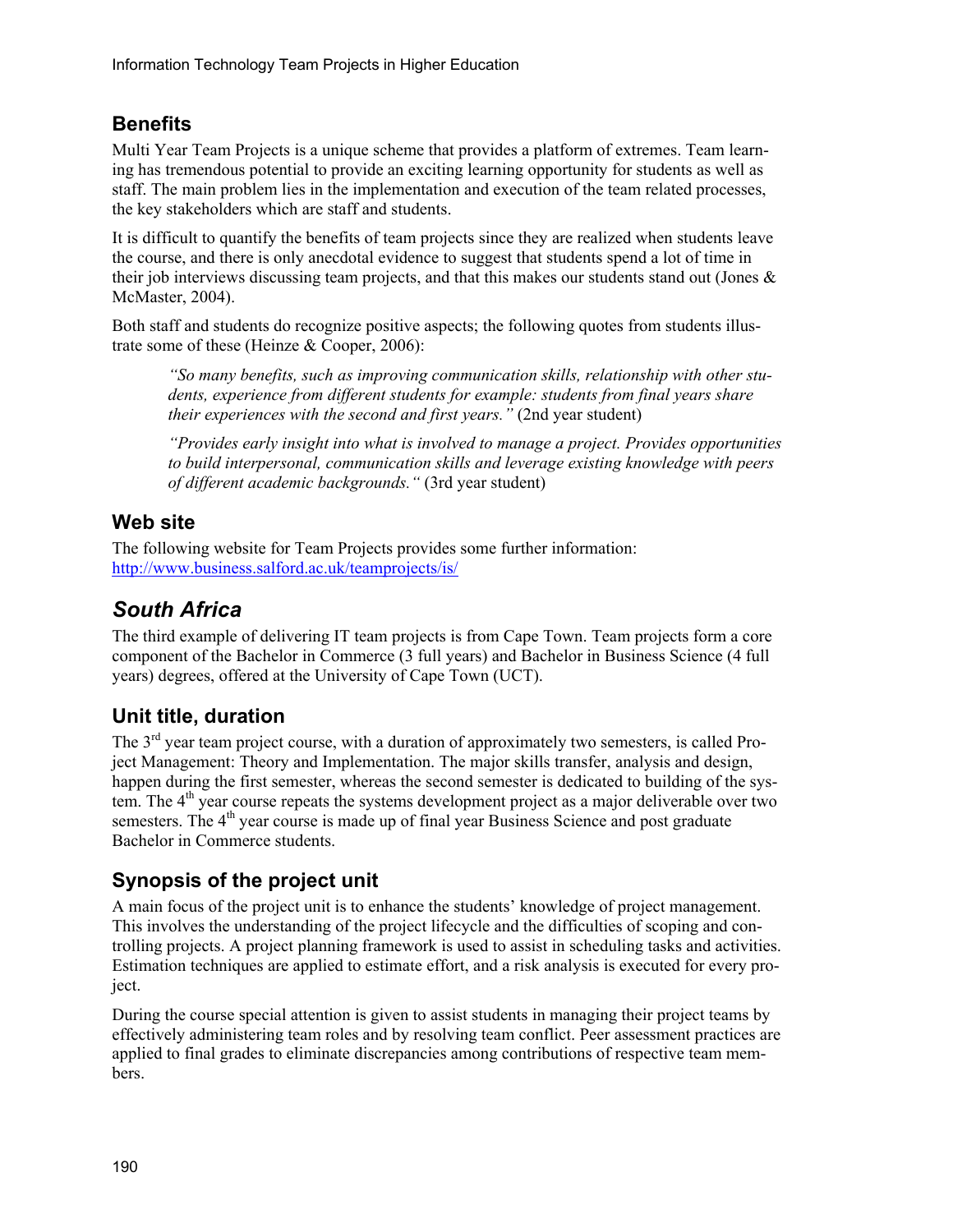## Benefits

Multi Year Team Projects is a unique scheme that provides a platform of extremes. Team learning has tremendous potential to provide an exciting learning opportunity for students as well as staff. The main problem lies in the implementation and execution of the team related processes, the key stakeholders which are staff and students.

It is difficult to quantify the benefits of team projects since they are realized when students leave the course, and there is only anecdotal evidence to suggest that students spend a lot of time in their job interviews discussing team projects, and that this makes our students stand out (Jones & McMaster, 2004).

Both staff and students do recognize positive aspects; the following quotes from students illustrate some of these (Heinze & Cooper, 2006):

> *"So many benefits, such as improving communication skills, relationship with other students, experience from different students for example: students from final years share their experiences with the second and first years."* (2nd year student)

> *"Provides early insight into what is involved to manage a project. Provides opportunities to build interpersonal, communication skills and leverage existing knowledge with peers of different academic backgrounds."* (3rd year student)

## Web site

The following website for Team Projects provides some further information:
http://www.business.salford.ac.uk/teamprojects/is/

# *South Africa*

The third example of delivering IT team projects is from Cape Town. Team projects form a core component of the Bachelor in Commerce (3 full years) and Bachelor in Business Science (4 full years) degrees, offered at the University of Cape Town (UCT).

## Unit title, duration

The 3rd year team project course, with a duration of approximately two semesters, is called Project Management: Theory and Implementation. The major skills transfer, analysis and design, happen during the first semester, whereas the second semester is dedicated to building of the system. The 4th year course repeats the systems development project as a major deliverable over two semesters. The 4th year course is made up of final year Business Science and post graduate Bachelor in Commerce students.

## Synopsis of the project unit

A main focus of the project unit is to enhance the students' knowledge of project management. This involves the understanding of the project lifecycle and the difficulties of scoping and controlling projects. A project planning framework is used to assist in scheduling tasks and activities. Estimation techniques are applied to estimate effort, and a risk analysis is executed for every project.

During the course special attention is given to assist students in managing their project teams by effectively administering team roles and by resolving team conflict. Peer assessment practices are applied to final grades to eliminate discrepancies among contributions of respective team members.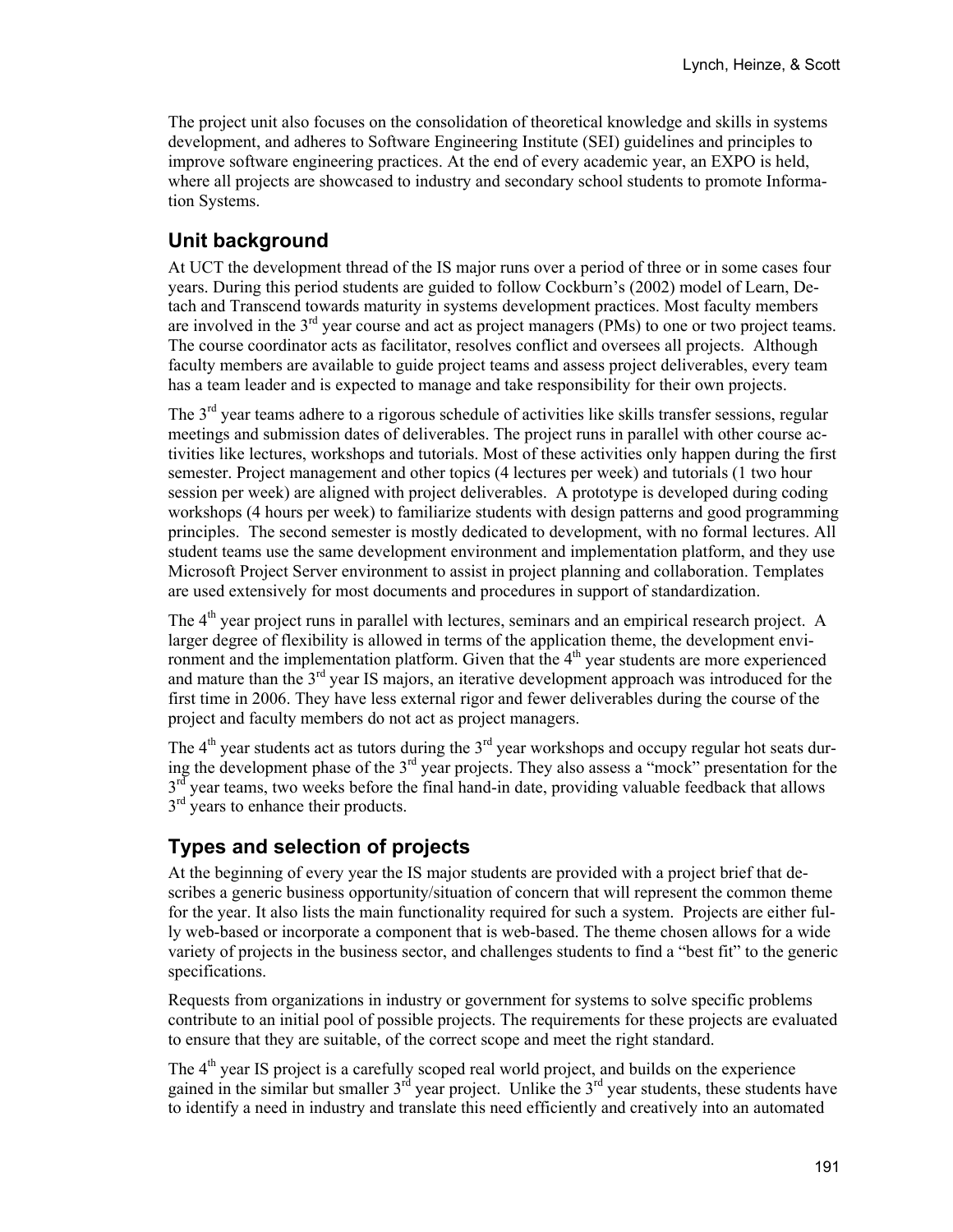The project unit also focuses on the consolidation of theoretical knowledge and skills in systems development, and adheres to Software Engineering Institute (SEI) guidelines and principles to improve software engineering practices. At the end of every academic year, an EXPO is held, where all projects are showcased to industry and secondary school students to promote Information Systems.

## Unit background

At UCT the development thread of the IS major runs over a period of three or in some cases four years. During this period students are guided to follow Cockburn's (2002) model of Learn, Detach and Transcend towards maturity in systems development practices. Most faculty members are involved in the 3rd year course and act as project managers (PMs) to one or two project teams. The course coordinator acts as facilitator, resolves conflict and oversees all projects. Although faculty members are available to guide project teams and assess project deliverables, every team has a team leader and is expected to manage and take responsibility for their own projects.

The 3rd year teams adhere to a rigorous schedule of activities like skills transfer sessions, regular meetings and submission dates of deliverables. The project runs in parallel with other course activities like lectures, workshops and tutorials. Most of these activities only happen during the first semester. Project management and other topics (4 lectures per week) and tutorials (1 two hour session per week) are aligned with project deliverables. A prototype is developed during coding workshops (4 hours per week) to familiarize students with design patterns and good programming principles. The second semester is mostly dedicated to development, with no formal lectures. All student teams use the same development environment and implementation platform, and they use Microsoft Project Server environment to assist in project planning and collaboration. Templates are used extensively for most documents and procedures in support of standardization.

The 4th year project runs in parallel with lectures, seminars and an empirical research project. A larger degree of flexibility is allowed in terms of the application theme, the development environment and the implementation platform. Given that the 4th year students are more experienced and mature than the 3rd year IS majors, an iterative development approach was introduced for the first time in 2006. They have less external rigor and fewer deliverables during the course of the project and faculty members do not act as project managers.

The 4th year students act as tutors during the 3rd year workshops and occupy regular hot seats during the development phase of the 3rd year projects. They also assess a "mock" presentation for the 3rd year teams, two weeks before the final hand-in date, providing valuable feedback that allows 3rd years to enhance their products.

## Types and selection of projects

At the beginning of every year the IS major students are provided with a project brief that describes a generic business opportunity/situation of concern that will represent the common theme for the year. It also lists the main functionality required for such a system. Projects are either fully web-based or incorporate a component that is web-based. The theme chosen allows for a wide variety of projects in the business sector, and challenges students to find a "best fit" to the generic specifications.

Requests from organizations in industry or government for systems to solve specific problems contribute to an initial pool of possible projects. The requirements for these projects are evaluated to ensure that they are suitable, of the correct scope and meet the right standard.

The 4th year IS project is a carefully scoped real world project, and builds on the experience gained in the similar but smaller 3rd year project. Unlike the 3rd year students, these students have to identify a need in industry and translate this need efficiently and creatively into an automated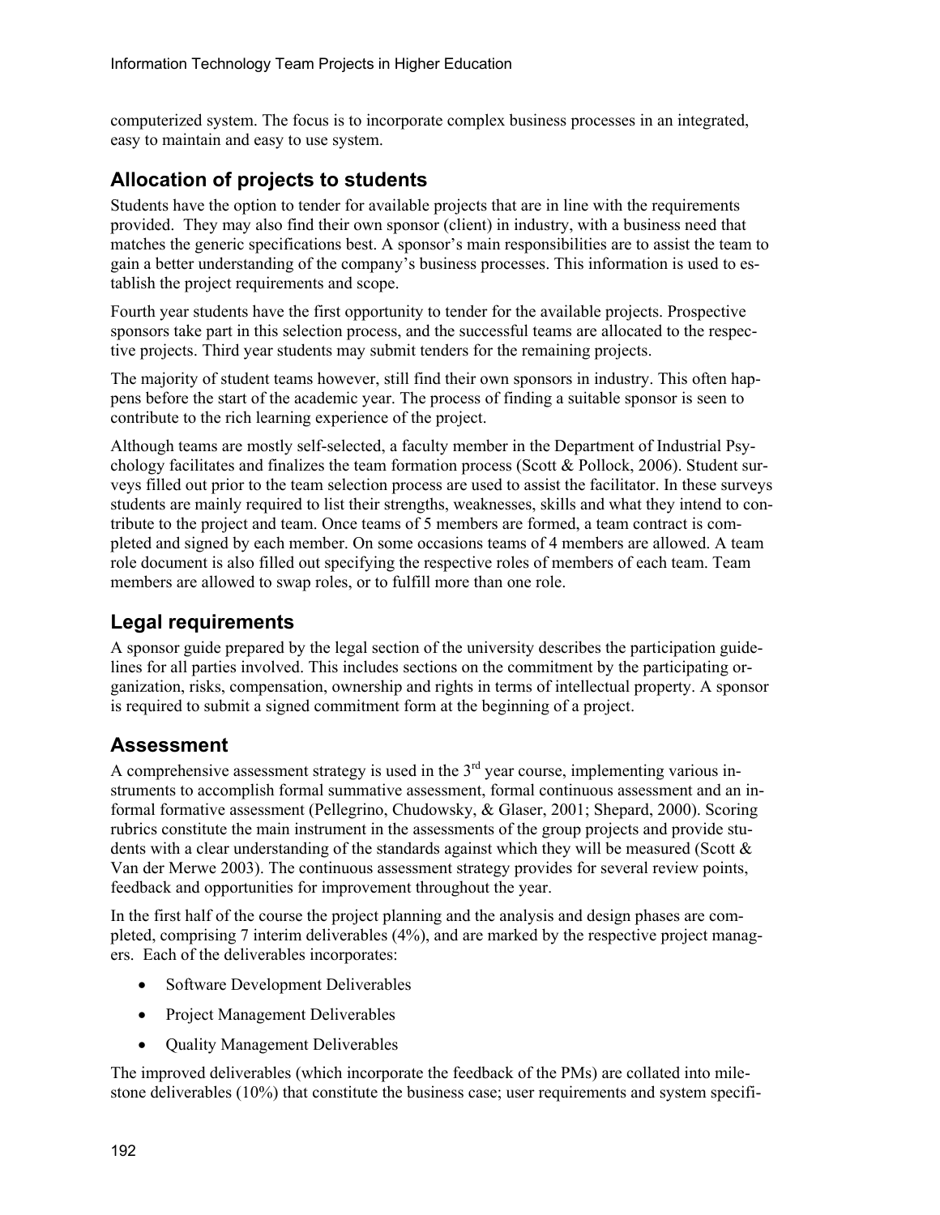computerized system. The focus is to incorporate complex business processes in an integrated, easy to maintain and easy to use system.

## Allocation of projects to students

Students have the option to tender for available projects that are in line with the requirements provided. They may also find their own sponsor (client) in industry, with a business need that matches the generic specifications best. A sponsor's main responsibilities are to assist the team to gain a better understanding of the company's business processes. This information is used to establish the project requirements and scope.

Fourth year students have the first opportunity to tender for the available projects. Prospective sponsors take part in this selection process, and the successful teams are allocated to the respective projects. Third year students may submit tenders for the remaining projects.

The majority of student teams however, still find their own sponsors in industry. This often happens before the start of the academic year. The process of finding a suitable sponsor is seen to contribute to the rich learning experience of the project.

Although teams are mostly self-selected, a faculty member in the Department of Industrial Psychology facilitates and finalizes the team formation process (Scott & Pollock, 2006). Student surveys filled out prior to the team selection process are used to assist the facilitator. In these surveys students are mainly required to list their strengths, weaknesses, skills and what they intend to contribute to the project and team. Once teams of 5 members are formed, a team contract is completed and signed by each member. On some occasions teams of 4 members are allowed. A team role document is also filled out specifying the respective roles of members of each team. Team members are allowed to swap roles, or to fulfill more than one role.

## Legal requirements

A sponsor guide prepared by the legal section of the university describes the participation guidelines for all parties involved. This includes sections on the commitment by the participating organization, risks, compensation, ownership and rights in terms of intellectual property. A sponsor is required to submit a signed commitment form at the beginning of a project.

## Assessment

A comprehensive assessment strategy is used in the 3rd year course, implementing various instruments to accomplish formal summative assessment, formal continuous assessment and an informal formative assessment (Pellegrino, Chudowsky, & Glaser, 2001; Shepard, 2000). Scoring rubrics constitute the main instrument in the assessments of the group projects and provide students with a clear understanding of the standards against which they will be measured (Scott & Van der Merwe 2003). The continuous assessment strategy provides for several review points, feedback and opportunities for improvement throughout the year.

In the first half of the course the project planning and the analysis and design phases are completed, comprising 7 interim deliverables (4%), and are marked by the respective project managers. Each of the deliverables incorporates:

- Software Development Deliverables
- Project Management Deliverables
- Quality Management Deliverables

The improved deliverables (which incorporate the feedback of the PMs) are collated into milestone deliverables (10%) that constitute the business case; user requirements and system specifi-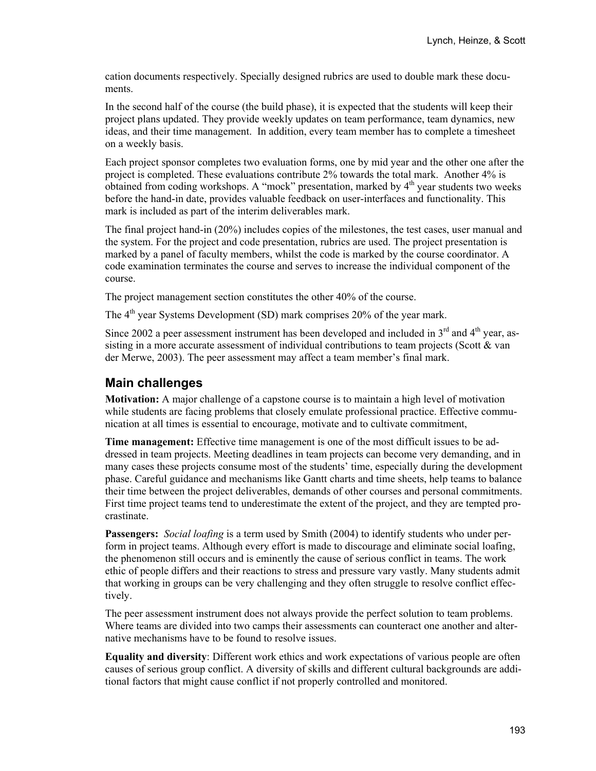cation documents respectively. Specially designed rubrics are used to double mark these documents.

In the second half of the course (the build phase), it is expected that the students will keep their project plans updated. They provide weekly updates on team performance, team dynamics, new ideas, and their time management. In addition, every team member has to complete a timesheet on a weekly basis.

Each project sponsor completes two evaluation forms, one by mid year and the other one after the project is completed. These evaluations contribute 2% towards the total mark. Another 4% is obtained from coding workshops. A "mock" presentation, marked by 4th year students two weeks before the hand-in date, provides valuable feedback on user-interfaces and functionality. This mark is included as part of the interim deliverables mark.

The final project hand-in (20%) includes copies of the milestones, the test cases, user manual and the system. For the project and code presentation, rubrics are used. The project presentation is marked by a panel of faculty members, whilst the code is marked by the course coordinator. A code examination terminates the course and serves to increase the individual component of the course.

The project management section constitutes the other 40% of the course.

The 4th year Systems Development (SD) mark comprises 20% of the year mark.

Since 2002 a peer assessment instrument has been developed and included in 3rd and 4th year, assisting in a more accurate assessment of individual contributions to team projects (Scott & van der Merwe, 2003). The peer assessment may affect a team member's final mark.

## Main challenges

**Motivation:** A major challenge of a capstone course is to maintain a high level of motivation while students are facing problems that closely emulate professional practice. Effective communication at all times is essential to encourage, motivate and to cultivate commitment,

**Time management:** Effective time management is one of the most difficult issues to be addressed in team projects. Meeting deadlines in team projects can become very demanding, and in many cases these projects consume most of the students' time, especially during the development phase. Careful guidance and mechanisms like Gantt charts and time sheets, help teams to balance their time between the project deliverables, demands of other courses and personal commitments. First time project teams tend to underestimate the extent of the project, and they are tempted procrastinate.

**Passengers:** *Social loafing* is a term used by Smith (2004) to identify students who under perform in project teams. Although every effort is made to discourage and eliminate social loafing, the phenomenon still occurs and is eminently the cause of serious conflict in teams. The work ethic of people differs and their reactions to stress and pressure vary vastly. Many students admit that working in groups can be very challenging and they often struggle to resolve conflict effectively.

The peer assessment instrument does not always provide the perfect solution to team problems. Where teams are divided into two camps their assessments can counteract one another and alternative mechanisms have to be found to resolve issues.

**Equality and diversity**: Different work ethics and work expectations of various people are often causes of serious group conflict. A diversity of skills and different cultural backgrounds are additional factors that might cause conflict if not properly controlled and monitored.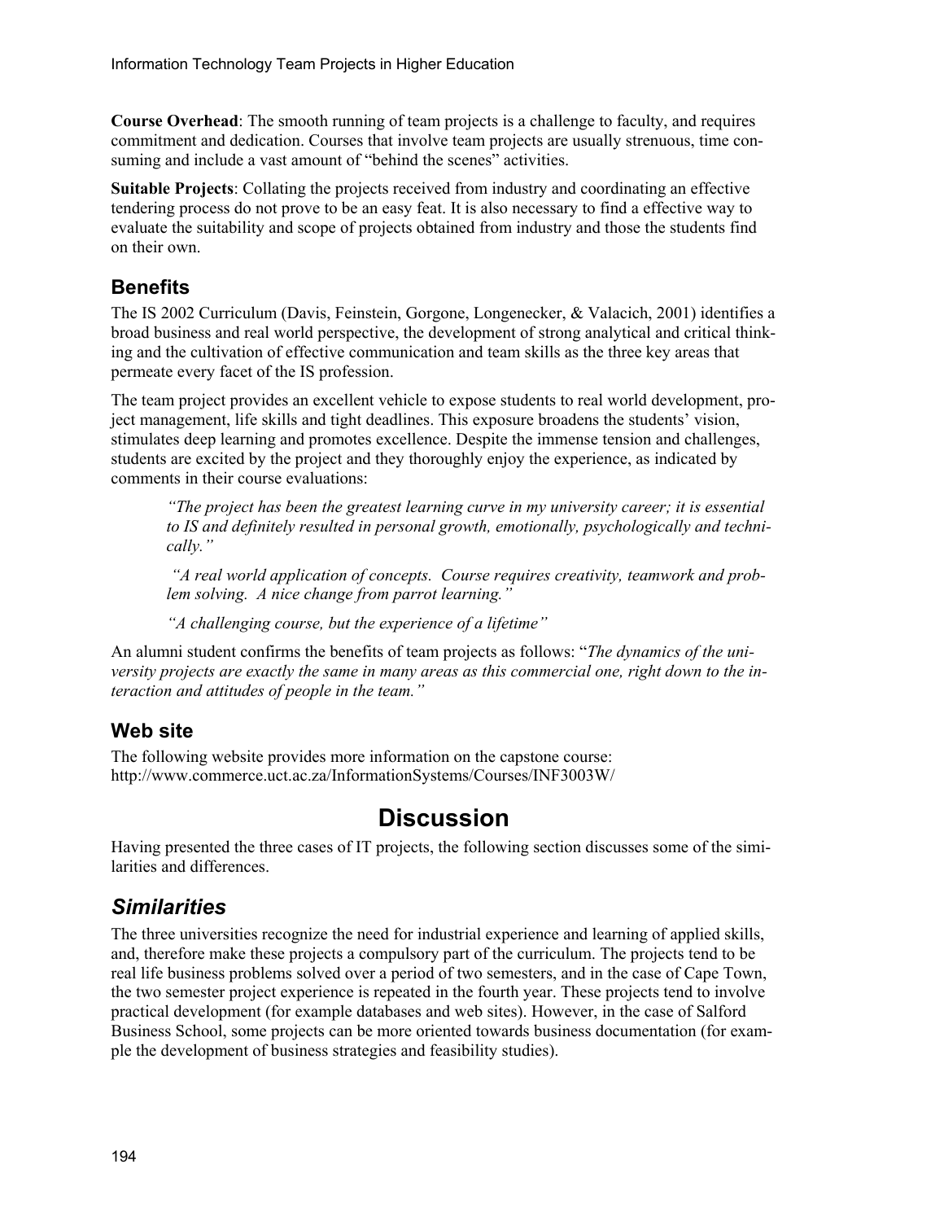**Course Overhead**: The smooth running of team projects is a challenge to faculty, and requires commitment and dedication. Courses that involve team projects are usually strenuous, time consuming and include a vast amount of "behind the scenes" activities.

**Suitable Projects**: Collating the projects received from industry and coordinating an effective tendering process do not prove to be an easy feat. It is also necessary to find a effective way to evaluate the suitability and scope of projects obtained from industry and those the students find on their own.

### Benefits

The IS 2002 Curriculum (Davis, Feinstein, Gorgone, Longenecker, & Valacich, 2001) identifies a broad business and real world perspective, the development of strong analytical and critical thinking and the cultivation of effective communication and team skills as the three key areas that permeate every facet of the IS profession.

The team project provides an excellent vehicle to expose students to real world development, project management, life skills and tight deadlines. This exposure broadens the students' vision, stimulates deep learning and promotes excellence. Despite the immense tension and challenges, students are excited by the project and they thoroughly enjoy the experience, as indicated by comments in their course evaluations:

> *"The project has been the greatest learning curve in my university career; it is essential to IS and definitely resulted in personal growth, emotionally, psychologically and technically."*
>
> *"A real world application of concepts. Course requires creativity, teamwork and problem solving. A nice change from parrot learning."*
>
> *"A challenging course, but the experience of a lifetime"*

An alumni student confirms the benefits of team projects as follows: "*The dynamics of the university projects are exactly the same in many areas as this commercial one, right down to the interaction and attitudes of people in the team."*

### Web site

The following website provides more information on the capstone course: http://www.commerce.uct.ac.za/InformationSystems/Courses/INF3003W/

## Discussion

Having presented the three cases of IT projects, the following section discusses some of the similarities and differences.

### *Similarities*

The three universities recognize the need for industrial experience and learning of applied skills, and, therefore make these projects a compulsory part of the curriculum. The projects tend to be real life business problems solved over a period of two semesters, and in the case of Cape Town, the two semester project experience is repeated in the fourth year. These projects tend to involve practical development (for example databases and web sites). However, in the case of Salford Business School, some projects can be more oriented towards business documentation (for example the development of business strategies and feasibility studies).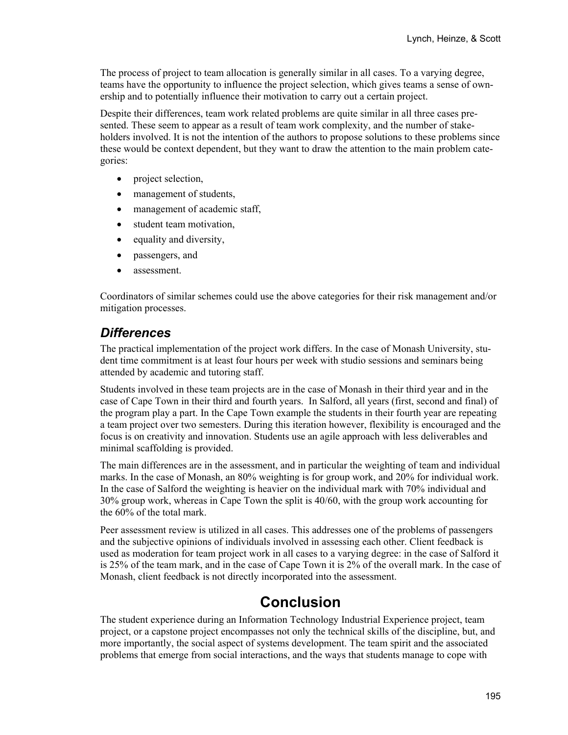The process of project to team allocation is generally similar in all cases. To a varying degree, teams have the opportunity to influence the project selection, which gives teams a sense of ownership and to potentially influence their motivation to carry out a certain project.

Despite their differences, team work related problems are quite similar in all three cases presented. These seem to appear as a result of team work complexity, and the number of stakeholders involved. It is not the intention of the authors to propose solutions to these problems since these would be context dependent, but they want to draw the attention to the main problem categories:

- project selection,
- management of students,
- management of academic staff,
- student team motivation,
- equality and diversity,
- passengers, and
- assessment.

Coordinators of similar schemes could use the above categories for their risk management and/or mitigation processes.

### *Differences*

The practical implementation of the project work differs. In the case of Monash University, student time commitment is at least four hours per week with studio sessions and seminars being attended by academic and tutoring staff.

Students involved in these team projects are in the case of Monash in their third year and in the case of Cape Town in their third and fourth years. In Salford, all years (first, second and final) of the program play a part. In the Cape Town example the students in their fourth year are repeating a team project over two semesters. During this iteration however, flexibility is encouraged and the focus is on creativity and innovation. Students use an agile approach with less deliverables and minimal scaffolding is provided.

The main differences are in the assessment, and in particular the weighting of team and individual marks. In the case of Monash, an 80% weighting is for group work, and 20% for individual work. In the case of Salford the weighting is heavier on the individual mark with 70% individual and 30% group work, whereas in Cape Town the split is 40/60, with the group work accounting for the 60% of the total mark.

Peer assessment review is utilized in all cases. This addresses one of the problems of passengers and the subjective opinions of individuals involved in assessing each other. Client feedback is used as moderation for team project work in all cases to a varying degree: in the case of Salford it is 25% of the team mark, and in the case of Cape Town it is 2% of the overall mark. In the case of Monash, client feedback is not directly incorporated into the assessment.

## Conclusion

The student experience during an Information Technology Industrial Experience project, team project, or a capstone project encompasses not only the technical skills of the discipline, but, and more importantly, the social aspect of systems development. The team spirit and the associated problems that emerge from social interactions, and the ways that students manage to cope with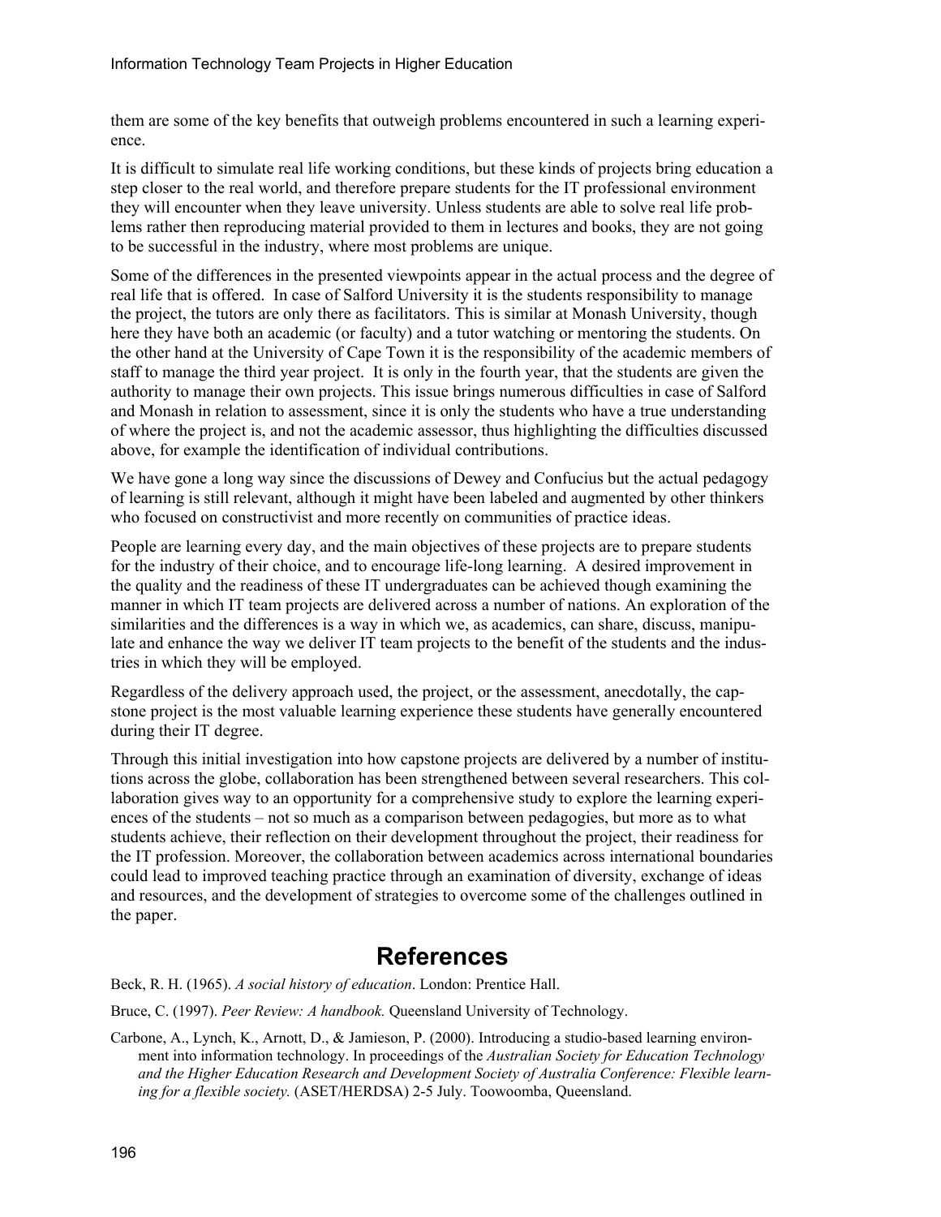them are some of the key benefits that outweigh problems encountered in such a learning experience.

It is difficult to simulate real life working conditions, but these kinds of projects bring education a step closer to the real world, and therefore prepare students for the IT professional environment they will encounter when they leave university. Unless students are able to solve real life problems rather then reproducing material provided to them in lectures and books, they are not going to be successful in the industry, where most problems are unique.

Some of the differences in the presented viewpoints appear in the actual process and the degree of real life that is offered. In case of Salford University it is the students responsibility to manage the project, the tutors are only there as facilitators. This is similar at Monash University, though here they have both an academic (or faculty) and a tutor watching or mentoring the students. On the other hand at the University of Cape Town it is the responsibility of the academic members of staff to manage the third year project. It is only in the fourth year, that the students are given the authority to manage their own projects. This issue brings numerous difficulties in case of Salford and Monash in relation to assessment, since it is only the students who have a true understanding of where the project is, and not the academic assessor, thus highlighting the difficulties discussed above, for example the identification of individual contributions.

We have gone a long way since the discussions of Dewey and Confucius but the actual pedagogy of learning is still relevant, although it might have been labeled and augmented by other thinkers who focused on constructivist and more recently on communities of practice ideas.

People are learning every day, and the main objectives of these projects are to prepare students for the industry of their choice, and to encourage life-long learning. A desired improvement in the quality and the readiness of these IT undergraduates can be achieved though examining the manner in which IT team projects are delivered across a number of nations. An exploration of the similarities and the differences is a way in which we, as academics, can share, discuss, manipulate and enhance the way we deliver IT team projects to the benefit of the students and the industries in which they will be employed.

Regardless of the delivery approach used, the project, or the assessment, anecdotally, the capstone project is the most valuable learning experience these students have generally encountered during their IT degree.

Through this initial investigation into how capstone projects are delivered by a number of institutions across the globe, collaboration has been strengthened between several researchers. This collaboration gives way to an opportunity for a comprehensive study to explore the learning experiences of the students – not so much as a comparison between pedagogies, but more as to what students achieve, their reflection on their development throughout the project, their readiness for the IT profession. Moreover, the collaboration between academics across international boundaries could lead to improved teaching practice through an examination of diversity, exchange of ideas and resources, and the development of strategies to overcome some of the challenges outlined in the paper.

# References

Beck, R. H. (1965). *A social history of education*. London: Prentice Hall.

Bruce, C. (1997). *Peer Review: A handbook.* Queensland University of Technology.

Carbone, A., Lynch, K., Arnott, D., & Jamieson, P. (2000). Introducing a studio-based learning environment into information technology. In proceedings of the *Australian Society for Education Technology and the Higher Education Research and Development Society of Australia Conference: Flexible learning for a flexible society.* (ASET/HERDSA) 2-5 July. Toowoomba, Queensland.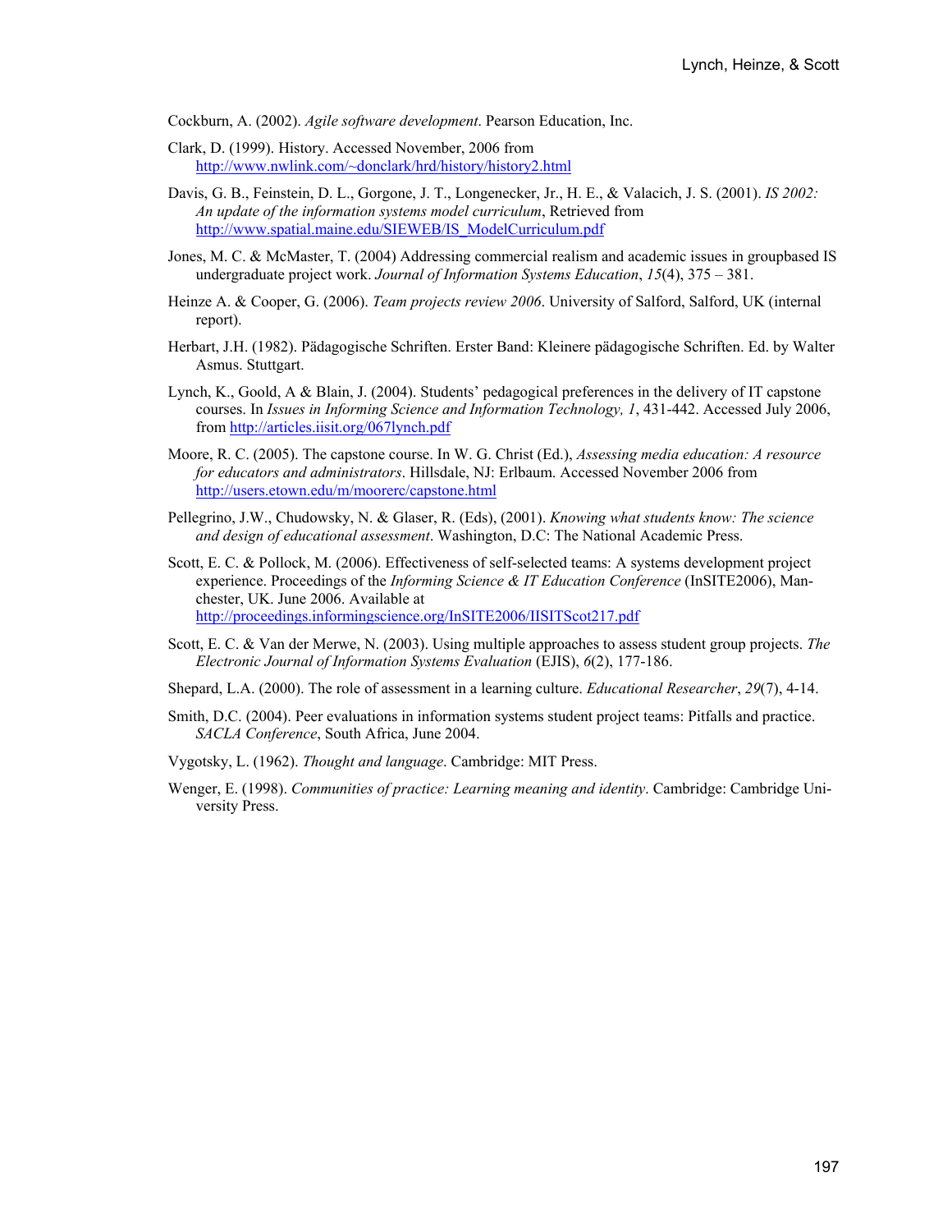Cockburn, A. (2002). *Agile software development*. Pearson Education, Inc.

Clark, D. (1999). History. Accessed November, 2006 from http://www.nwlink.com/~donclark/hrd/history/history2.html

Davis, G. B., Feinstein, D. L., Gorgone, J. T., Longenecker, Jr., H. E., & Valacich, J. S. (2001). *IS 2002: An update of the information systems model curriculum*, Retrieved from http://www.spatial.maine.edu/SIEWEB/IS_ModelCurriculum.pdf

Jones, M. C. & McMaster, T. (2004) Addressing commercial realism and academic issues in groupbased IS undergraduate project work. *Journal of Information Systems Education*, *15*(4), 375 – 381.

Heinze A. & Cooper, G. (2006). *Team projects review 2006*. University of Salford, Salford, UK (internal report).

Herbart, J.H. (1982). Pädagogische Schriften. Erster Band: Kleinere pädagogische Schriften. Ed. by Walter Asmus. Stuttgart.

Lynch, K., Goold, A & Blain, J. (2004). Students' pedagogical preferences in the delivery of IT capstone courses. In *Issues in Informing Science and Information Technology, 1*, 431-442. Accessed July 2006, from http://articles.iisit.org/067lynch.pdf

Moore, R. C. (2005). The capstone course. In W. G. Christ (Ed.), *Assessing media education: A resource for educators and administrators*. Hillsdale, NJ: Erlbaum. Accessed November 2006 from http://users.etown.edu/m/moorerc/capstone.html

Pellegrino, J.W., Chudowsky, N. & Glaser, R. (Eds), (2001). *Knowing what students know: The science and design of educational assessment*. Washington, D.C: The National Academic Press.

Scott, E. C. & Pollock, M. (2006). Effectiveness of self-selected teams: A systems development project experience. Proceedings of the *Informing Science & IT Education Conference* (InSITE2006), Manchester, UK. June 2006. Available at http://proceedings.informingscience.org/InSITE2006/IISITScot217.pdf

Scott, E. C. & Van der Merwe, N. (2003). Using multiple approaches to assess student group projects. *The Electronic Journal of Information Systems Evaluation* (EJIS), *6*(2), 177-186.

Shepard, L.A. (2000). The role of assessment in a learning culture. *Educational Researcher*, *29*(7), 4-14.

Smith, D.C. (2004). Peer evaluations in information systems student project teams: Pitfalls and practice. *SACLA Conference*, South Africa, June 2004.

Vygotsky, L. (1962). *Thought and language*. Cambridge: MIT Press.

Wenger, E. (1998). *Communities of practice: Learning meaning and identity*. Cambridge: Cambridge University Press.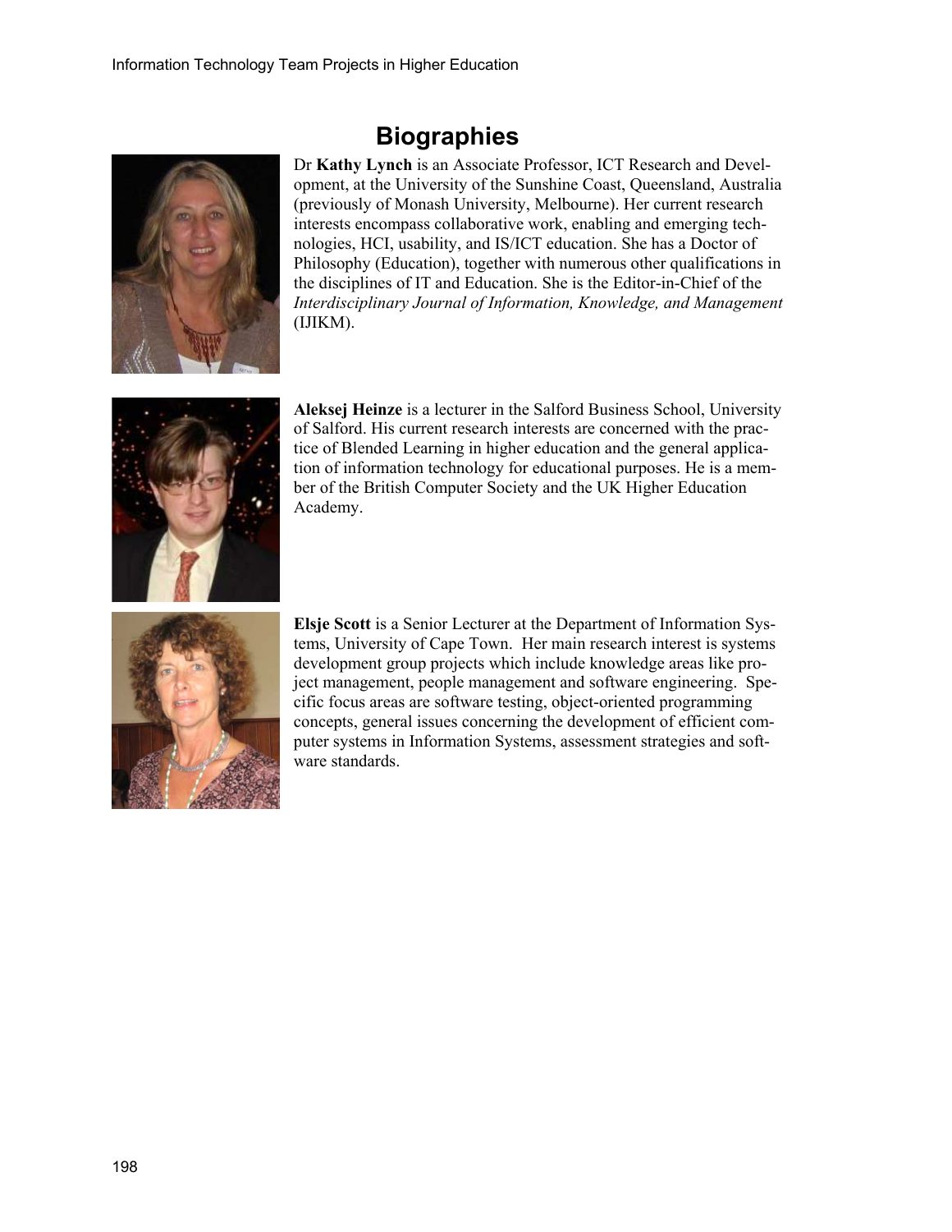# Biographies

Dr **Kathy Lynch** is an Associate Professor, ICT Research and Development, at the University of the Sunshine Coast, Queensland, Australia (previously of Monash University, Melbourne). Her current research interests encompass collaborative work, enabling and emerging technologies, HCI, usability, and IS/ICT education. She has a Doctor of Philosophy (Education), together with numerous other qualifications in the disciplines of IT and Education. She is the Editor-in-Chief of the *Interdisciplinary Journal of Information, Knowledge, and Management* (IJIKM).

**Aleksej Heinze** is a lecturer in the Salford Business School, University of Salford. His current research interests are concerned with the practice of Blended Learning in higher education and the general application of information technology for educational purposes. He is a member of the British Computer Society and the UK Higher Education Academy.

**Elsje Scott** is a Senior Lecturer at the Department of Information Systems, University of Cape Town. Her main research interest is systems development group projects which include knowledge areas like project management, people management and software engineering. Specific focus areas are software testing, object-oriented programming concepts, general issues concerning the development of efficient computer systems in Information Systems, assessment strategies and software standards.